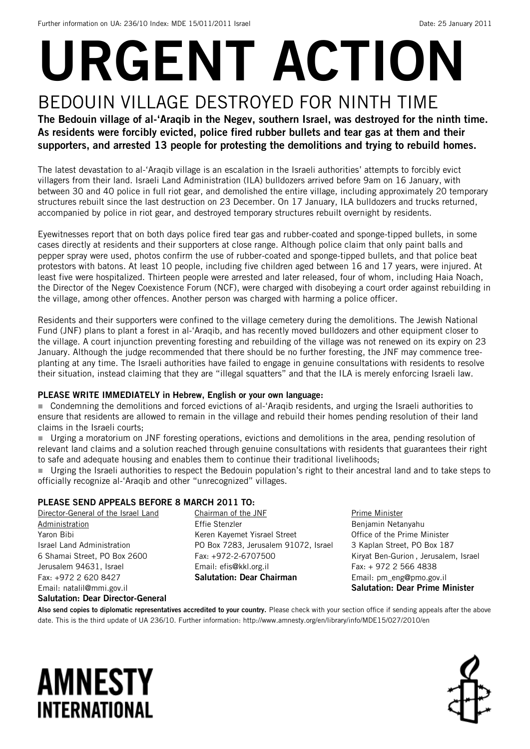Further information on UA: 236/10 Index: MDE 15/011/2011 Israel Date: 25 January 2011

# URGENT ACTION

## BEDOUIN VILLAGE DESTROYED FOR NINTH TIME

**The Bedouin village of al-'Araqib in the Negev, southern Israel, was destroyed for the ninth time. As residents were forcibly evicted, police fired rubber bullets and tear gas at them and their supporters, and arrested 13 people for protesting the demolitions and trying to rebuild homes.**

The latest devastation to al-'Araqib village is an escalation in the Israeli authorities' attempts to forcibly evict villagers from their land. Israeli Land Administration (ILA) bulldozers arrived before 9am on 16 January, with between 30 and 40 police in full riot gear, and demolished the entire village, including approximately 20 temporary structures rebuilt since the last destruction on 23 December. On 17 January, ILA bulldozers and trucks returned, accompanied by police in riot gear, and destroyed temporary structures rebuilt overnight by residents.

Eyewitnesses report that on both days police fired tear gas and rubber-coated and sponge-tipped bullets, in some cases directly at residents and their supporters at close range. Although police claim that only paint balls and pepper spray were used, photos confirm the use of rubber-coated and sponge-tipped bullets, and that police beat protestors with batons. At least 10 people, including five children aged between 16 and 17 years, were injured. At least five were hospitalized. Thirteen people were arrested and later released, four of whom, including Haia Noach, the Director of the Negev Coexistence Forum (NCF), were charged with disobeying a court order against rebuilding in the village, among other offences. Another person was charged with harming a police officer.

Residents and their supporters were confined to the village cemetery during the demolitions. The Jewish National Fund (JNF) plans to plant a forest in al-'Araqib, and has recently moved bulldozers and other equipment closer to the village. A court injunction preventing foresting and rebuilding of the village was not renewed on its expiry on 23 January. Although the judge recommended that there should be no further foresting, the JNF may commence tree-planting at any time. The Israeli authorities have failed to engage in genuine consultations with residents to resolve their situation, instead claiming that they are "illegal squatters" and that the ILA is merely enforcing Israeli law.

**PLEASE WRITE IMMEDIATELY in Hebrew, English or your own language:**

- Condemning the demolitions and forced evictions of al-'Araqib residents, and urging the Israeli authorities to ensure that residents are allowed to remain in the village and rebuild their homes pending resolution of their land claims in the Israeli courts;
- Urging a moratorium on JNF foresting operations, evictions and demolitions in the area, pending resolution of relevant land claims and a solution reached through genuine consultations with residents that guarantees their right to safe and adequate housing and enables them to continue their traditional livelihoods;
- Urging the Israeli authorities to respect the Bedouin population's right to their ancestral land and to take steps to officially recognize al-'Araqib and other "unrecognized" villages.

**PLEASE SEND APPEALS BEFORE 8 MARCH 2011 TO:**

Director-General of the Israel Land Administration
Yaron Bibi
Israel Land Administration
6 Shamai Street, PO Box 2600
Jerusalem 94631, Israel
Fax: +972 2 620 8427
Email: natalil@mmi.gov.il
**Salutation: Dear Director-General**

Chairman of the JNF
Effie Stenzler
Keren Kayemet Yisrael Street
PO Box 7283, Jerusalem 91072, Israel
Fax: +972-2-6707500
Email: efis@kkl.org.il
**Salutation: Dear Chairman**

Prime Minister
Benjamin Netanyahu
Office of the Prime Minister
3 Kaplan Street, PO Box 187
Kiryat Ben-Gurion , Jerusalem, Israel
Fax: + 972 2 566 4838
Email: pm_eng@pmo.gov.il
**Salutation: Dear Prime Minister**

**Also send copies to diplomatic representatives accredited to your country.** Please check with your section office if sending appeals after the above date. This is the third update of UA 236/10. Further information: http://www.amnesty.org/en/library/info/MDE15/027/2010/en

**AMNESTY INTERNATIONAL**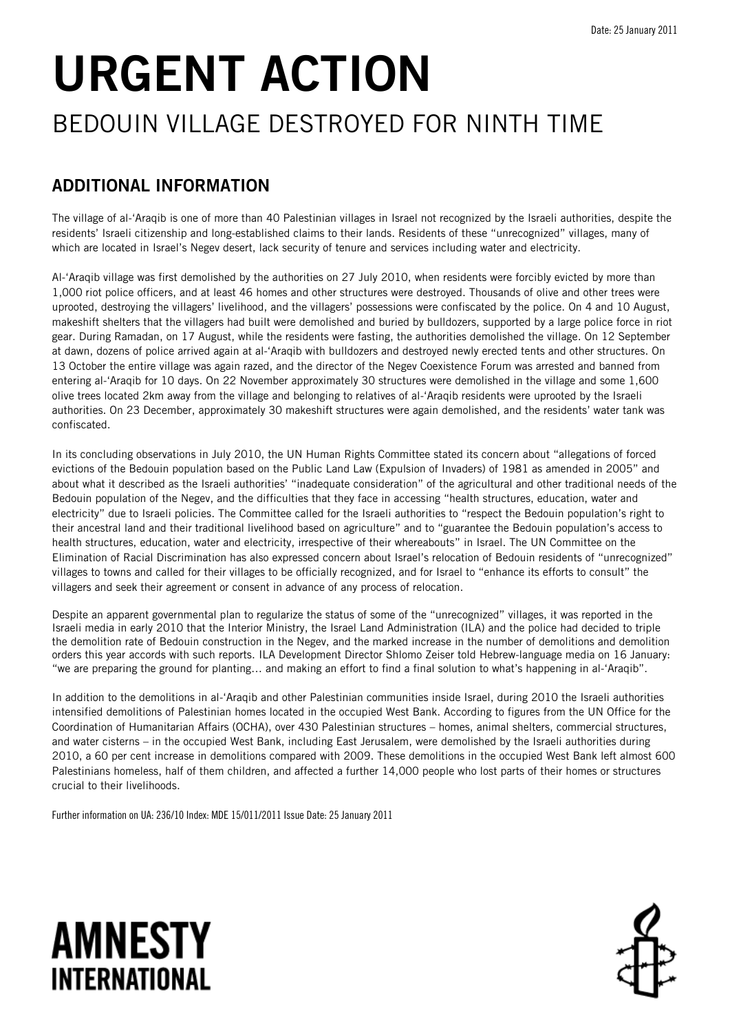# URGENT ACTION

## BEDOUIN VILLAGE DESTROYED FOR NINTH TIME

### ADDITIONAL INFORMATION

The village of al-'Araqib is one of more than 40 Palestinian villages in Israel not recognized by the Israeli authorities, despite the residents' Israeli citizenship and long-established claims to their lands. Residents of these "unrecognized" villages, many of which are located in Israel's Negev desert, lack security of tenure and services including water and electricity.

Al-'Araqib village was first demolished by the authorities on 27 July 2010, when residents were forcibly evicted by more than 1,000 riot police officers, and at least 46 homes and other structures were destroyed. Thousands of olive and other trees were uprooted, destroying the villagers' livelihood, and the villagers' possessions were confiscated by the police. On 4 and 10 August, makeshift shelters that the villagers had built were demolished and buried by bulldozers, supported by a large police force in riot gear. During Ramadan, on 17 August, while the residents were fasting, the authorities demolished the village. On 12 September at dawn, dozens of police arrived again at al-'Araqib with bulldozers and destroyed newly erected tents and other structures. On 13 October the entire village was again razed, and the director of the Negev Coexistence Forum was arrested and banned from entering al-'Araqib for 10 days. On 22 November approximately 30 structures were demolished in the village and some 1,600 olive trees located 2km away from the village and belonging to relatives of al-'Araqib residents were uprooted by the Israeli authorities. On 23 December, approximately 30 makeshift structures were again demolished, and the residents' water tank was confiscated.

In its concluding observations in July 2010, the UN Human Rights Committee stated its concern about "allegations of forced evictions of the Bedouin population based on the Public Land Law (Expulsion of Invaders) of 1981 as amended in 2005" and about what it described as the Israeli authorities' "inadequate consideration" of the agricultural and other traditional needs of the Bedouin population of the Negev, and the difficulties that they face in accessing "health structures, education, water and electricity" due to Israeli policies. The Committee called for the Israeli authorities to "respect the Bedouin population's right to their ancestral land and their traditional livelihood based on agriculture" and to "guarantee the Bedouin population's access to health structures, education, water and electricity, irrespective of their whereabouts" in Israel. The UN Committee on the Elimination of Racial Discrimination has also expressed concern about Israel's relocation of Bedouin residents of "unrecognized" villages to towns and called for their villages to be officially recognized, and for Israel to "enhance its efforts to consult" the villagers and seek their agreement or consent in advance of any process of relocation.

Despite an apparent governmental plan to regularize the status of some of the "unrecognized" villages, it was reported in the Israeli media in early 2010 that the Interior Ministry, the Israel Land Administration (ILA) and the police had decided to triple the demolition rate of Bedouin construction in the Negev, and the marked increase in the number of demolitions and demolition orders this year accords with such reports. ILA Development Director Shlomo Zeiser told Hebrew-language media on 16 January: "we are preparing the ground for planting… and making an effort to find a final solution to what's happening in al-'Araqib".

In addition to the demolitions in al-'Araqib and other Palestinian communities inside Israel, during 2010 the Israeli authorities intensified demolitions of Palestinian homes located in the occupied West Bank. According to figures from the UN Office for the Coordination of Humanitarian Affairs (OCHA), over 430 Palestinian structures – homes, animal shelters, commercial structures, and water cisterns – in the occupied West Bank, including East Jerusalem, were demolished by the Israeli authorities during 2010, a 60 per cent increase in demolitions compared with 2009. These demolitions in the occupied West Bank left almost 600 Palestinians homeless, half of them children, and affected a further 14,000 people who lost parts of their homes or structures crucial to their livelihoods.

Further information on UA: 236/10 Index: MDE 15/011/2011 Issue Date: 25 January 2011

**AMNESTY INTERNATIONAL**